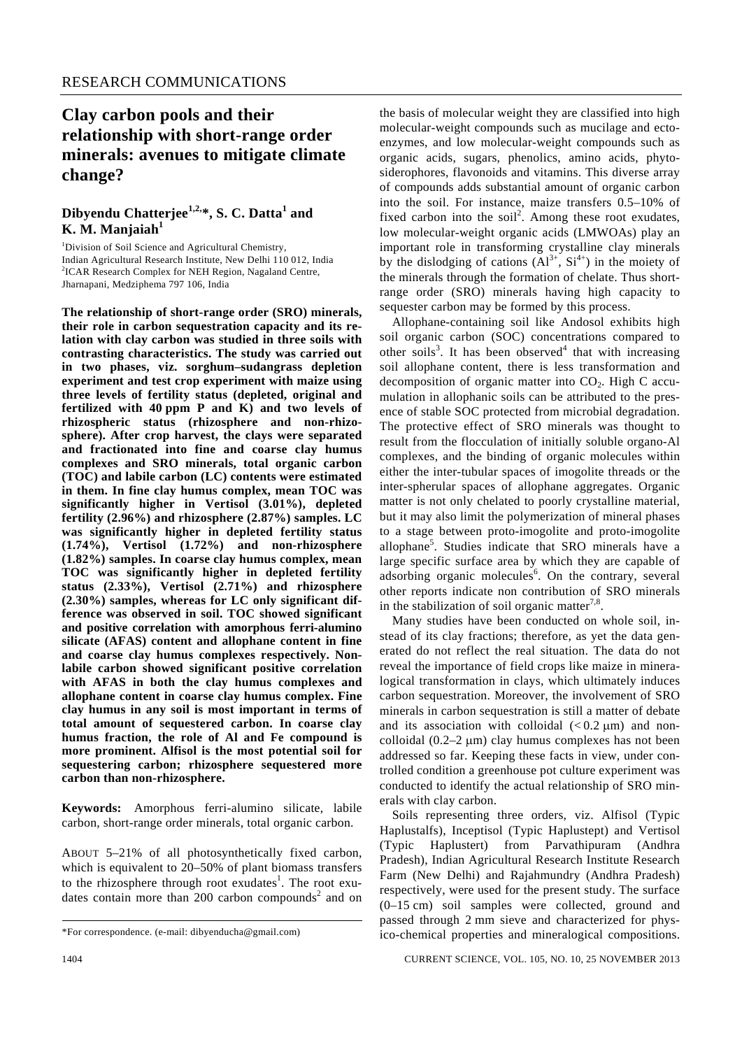RESEARCH COMMUNICATIONS

# Clay carbon pools and their relationship with short-range order minerals: avenues to mitigate climate change?

**Dibyendu Chatterjee[1,2,*], S. C. Datta[1] and K. M. Manjaiah[1]**

[1]Division of Soil Science and Agricultural Chemistry, Indian Agricultural Research Institute, New Delhi 110 012, India
[2]ICAR Research Complex for NEH Region, Nagaland Centre, Jharnapani, Medziphema 797 106, India

**The relationship of short-range order (SRO) minerals, their role in carbon sequestration capacity and its relation with clay carbon was studied in three soils with contrasting characteristics. The study was carried out in two phases, viz. sorghum–sudangrass depletion experiment and test crop experiment with maize using three levels of fertility status (depleted, original and fertilized with 40 ppm P and K) and two levels of rhizospheric status (rhizosphere and non-rhizosphere). After crop harvest, the clays were separated and fractionated into fine and coarse clay humus complexes and SRO minerals, total organic carbon (TOC) and labile carbon (LC) contents were estimated in them. In fine clay humus complex, mean TOC was significantly higher in Vertisol (3.01%), depleted fertility (2.96%) and rhizosphere (2.87%) samples. LC was significantly higher in depleted fertility status (1.74%), Vertisol (1.72%) and non-rhizosphere (1.82%) samples. In coarse clay humus complex, mean TOC was significantly higher in depleted fertility status (2.33%), Vertisol (2.71%) and rhizosphere (2.30%) samples, whereas for LC only significant difference was observed in soil. TOC showed significant and positive correlation with amorphous ferri-alumino silicate (AFAS) content and allophane content in fine and coarse clay humus complexes respectively. Nonlabile carbon showed significant positive correlation with AFAS in both the clay humus complexes and allophane content in coarse clay humus complex. Fine clay humus in any soil is most important in terms of total amount of sequestered carbon. In coarse clay humus fraction, the role of Al and Fe compound is more prominent. Alfisol is the most potential soil for sequestering carbon; rhizosphere sequestered more carbon than non-rhizosphere.**

**Keywords:** Amorphous ferri-alumino silicate, labile carbon, short-range order minerals, total organic carbon.

ABOUT 5–21% of all photosynthetically fixed carbon, which is equivalent to 20–50% of plant biomass transfers to the rhizosphere through root exudates[1]. The root exudates contain more than 200 carbon compounds[2] and on the basis of molecular weight they are classified into high molecular-weight compounds such as mucilage and ectoenzymes, and low molecular-weight compounds such as organic acids, sugars, phenolics, amino acids, phytosiderophores, flavonoids and vitamins. This diverse array of compounds adds substantial amount of organic carbon into the soil. For instance, maize transfers 0.5–10% of fixed carbon into the soil[2]. Among these root exudates, low molecular-weight organic acids (LMWOAs) play an important role in transforming crystalline clay minerals by the dislodging of cations ($Al^{3+}$, $Si^{4+}$) in the moiety of the minerals through the formation of chelate. Thus short-range order (SRO) minerals having high capacity to sequester carbon may be formed by this process.

Allophane-containing soil like Andosol exhibits high soil organic carbon (SOC) concentrations compared to other soils[3]. It has been observed[4] that with increasing soil allophane content, there is less transformation and decomposition of organic matter into $CO_2$. High C accumulation in allophanic soils can be attributed to the presence of stable SOC protected from microbial degradation. The protective effect of SRO minerals was thought to result from the flocculation of initially soluble organo-Al complexes, and the binding of organic molecules within either the inter-tubular spaces of imogolite threads or the inter-spherular spaces of allophane aggregates. Organic matter is not only chelated to poorly crystalline material, but it may also limit the polymerization of mineral phases to a stage between proto-imogolite and proto-imogolite allophane[5]. Studies indicate that SRO minerals have a large specific surface area by which they are capable of adsorbing organic molecules[6]. On the contrary, several other reports indicate non contribution of SRO minerals in the stabilization of soil organic matter[7,8].

Many studies have been conducted on whole soil, instead of its clay fractions; therefore, as yet the data generated do not reflect the real situation. The data do not reveal the importance of field crops like maize in mineralogical transformation in clays, which ultimately induces carbon sequestration. Moreover, the involvement of SRO minerals in carbon sequestration is still a matter of debate and its association with colloidal (< 0.2 μm) and noncolloidal (0.2–2 μm) clay humus complexes has not been addressed so far. Keeping these facts in view, under controlled condition a greenhouse pot culture experiment was conducted to identify the actual relationship of SRO minerals with clay carbon.

Soils representing three orders, viz. Alfisol (Typic Haplustalfs), Inceptisol (Typic Haplustept) and Vertisol (Typic Haplustert) from Parvathipuram (Andhra Pradesh), Indian Agricultural Research Institute Research Farm (New Delhi) and Rajahmundry (Andhra Pradesh) respectively, were used for the present study. The surface (0–15 cm) soil samples were collected, ground and passed through 2 mm sieve and characterized for physico-chemical properties and mineralogical compositions.

*For correspondence. (e-mail: dibyenducha@gmail.com)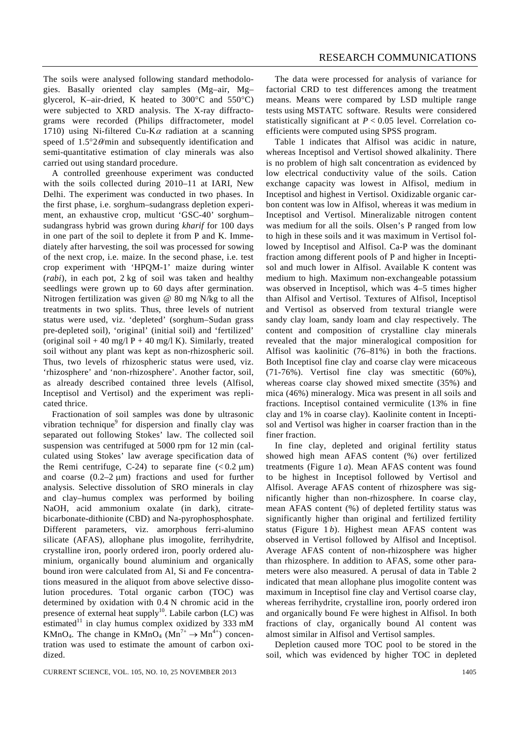The soils were analysed following standard methodologies. Basally oriented clay samples (Mg–air, Mg–glycerol, K–air-dried, K heated to 300°C and 550°C) were subjected to XRD analysis. The X-ray diffractograms were recorded (Philips diffractometer, model 1710) using Ni-filtered Cu-K$\alpha$ radiation at a scanning speed of $1.5°2\theta$/min and subsequently identification and semi-quantitative estimation of clay minerals was also carried out using standard procedure.

A controlled greenhouse experiment was conducted with the soils collected during 2010–11 at IARI, New Delhi. The experiment was conducted in two phases. In the first phase, i.e. sorghum–sudangrass depletion experiment, an exhaustive crop, multicut 'GSC-40' sorghum–sudangrass hybrid was grown during *kharif* for 100 days in one part of the soil to deplete it from P and K. Immediately after harvesting, the soil was processed for sowing of the next crop, i.e. maize. In the second phase, i.e. test crop experiment with 'HPQM-1' maize during winter (*rabi*), in each pot, 2 kg of soil was taken and healthy seedlings were grown up to 60 days after germination. Nitrogen fertilization was given @ 80 mg N/kg to all the treatments in two splits. Thus, three levels of nutrient status were used, viz. 'depleted' (sorghum–Sudan grass pre-depleted soil), 'original' (initial soil) and 'fertilized' (original soil + 40 mg/l P + 40 mg/l K). Similarly, treated soil without any plant was kept as non-rhizospheric soil. Thus, two levels of rhizospheric status were used, viz. 'rhizosphere' and 'non-rhizosphere'. Another factor, soil, as already described contained three levels (Alfisol, Inceptisol and Vertisol) and the experiment was replicated thrice.

Fractionation of soil samples was done by ultrasonic vibration technique[9] for dispersion and finally clay was separated out following Stokes' law. The collected soil suspension was centrifuged at 5000 rpm for 12 min (calculated using Stokes' law average specification data of the Remi centrifuge, C-24) to separate fine ($< 0.2$ µm) and coarse (0.2–2 µm) fractions and used for further analysis. Selective dissolution of SRO minerals in clay and clay–humus complex was performed by boiling NaOH, acid ammonium oxalate (in dark), citrate-bicarbonate-dithionite (CBD) and Na-pyrophosphosphate. Different parameters, viz. amorphous ferri-alumino silicate (AFAS), allophane plus imogolite, ferrihydrite, crystalline iron, poorly ordered iron, poorly ordered aluminium, organically bound aluminium and organically bound iron were calculated from Al, Si and Fe concentrations measured in the aliquot from above selective dissolution procedures. Total organic carbon (TOC) was determined by oxidation with 0.4 N chromic acid in the presence of external heat supply[10]. Labile carbon (LC) was estimated[11] in clay humus complex oxidized by 333 mM $KMnO_4$. The change in $KMnO_4$ ($Mn^{7+} \rightarrow Mn^{4+}$) concentration was used to estimate the amount of carbon oxidized.

The data were processed for analysis of variance for factorial CRD to test differences among the treatment means. Means were compared by LSD multiple range tests using MSTATC software. Results were considered statistically significant at $P < 0.05$ level. Correlation coefficients were computed using SPSS program.

Table 1 indicates that Alfisol was acidic in nature, whereas Inceptisol and Vertisol showed alkalinity. There is no problem of high salt concentration as evidenced by low electrical conductivity value of the soils. Cation exchange capacity was lowest in Alfisol, medium in Inceptisol and highest in Vertisol. Oxidizable organic carbon content was low in Alfisol, whereas it was medium in Inceptisol and Vertisol. Mineralizable nitrogen content was medium for all the soils. Olsen's P ranged from low to high in these soils and it was maximum in Vertisol followed by Inceptisol and Alfisol. Ca-P was the dominant fraction among different pools of P and higher in Inceptisol and much lower in Alfisol. Available K content was medium to high. Maximum non-exchangeable potassium was observed in Inceptisol, which was 4–5 times higher than Alfisol and Vertisol. Textures of Alfisol, Inceptisol and Vertisol as observed from textural triangle were sandy clay loam, sandy loam and clay respectively. The content and composition of crystalline clay minerals revealed that the major mineralogical composition for Alfisol was kaolinitic (76–81%) in both the fractions. Both Inceptisol fine clay and coarse clay were micaceous (71-76%). Vertisol fine clay was smectitic (60%), whereas coarse clay showed mixed smectite (35%) and mica (46%) mineralogy. Mica was present in all soils and fractions. Inceptisol contained vermiculite (13% in fine clay and 1% in coarse clay). Kaolinite content in Inceptisol and Vertisol was higher in coarser fraction than in the finer fraction.

In fine clay, depleted and original fertility status showed high mean AFAS content (%) over fertilized treatments (Figure 1 *a*). Mean AFAS content was found to be highest in Inceptisol followed by Vertisol and Alfisol. Average AFAS content of rhizosphere was significantly higher than non-rhizosphere. In coarse clay, mean AFAS content (%) of depleted fertility status was significantly higher than original and fertilized fertility status (Figure 1 *b*). Highest mean AFAS content was observed in Vertisol followed by Alfisol and Inceptisol. Average AFAS content of non-rhizosphere was higher than rhizosphere. In addition to AFAS, some other parameters were also measured. A perusal of data in Table 2 indicated that mean allophane plus imogolite content was maximum in Inceptisol fine clay and Vertisol coarse clay, whereas ferrihydrite, crystalline iron, poorly ordered iron and organically bound Fe were highest in Alfisol. In both fractions of clay, organically bound Al content was almost similar in Alfisol and Vertisol samples.

Depletion caused more TOC pool to be stored in the soil, which was evidenced by higher TOC in depleted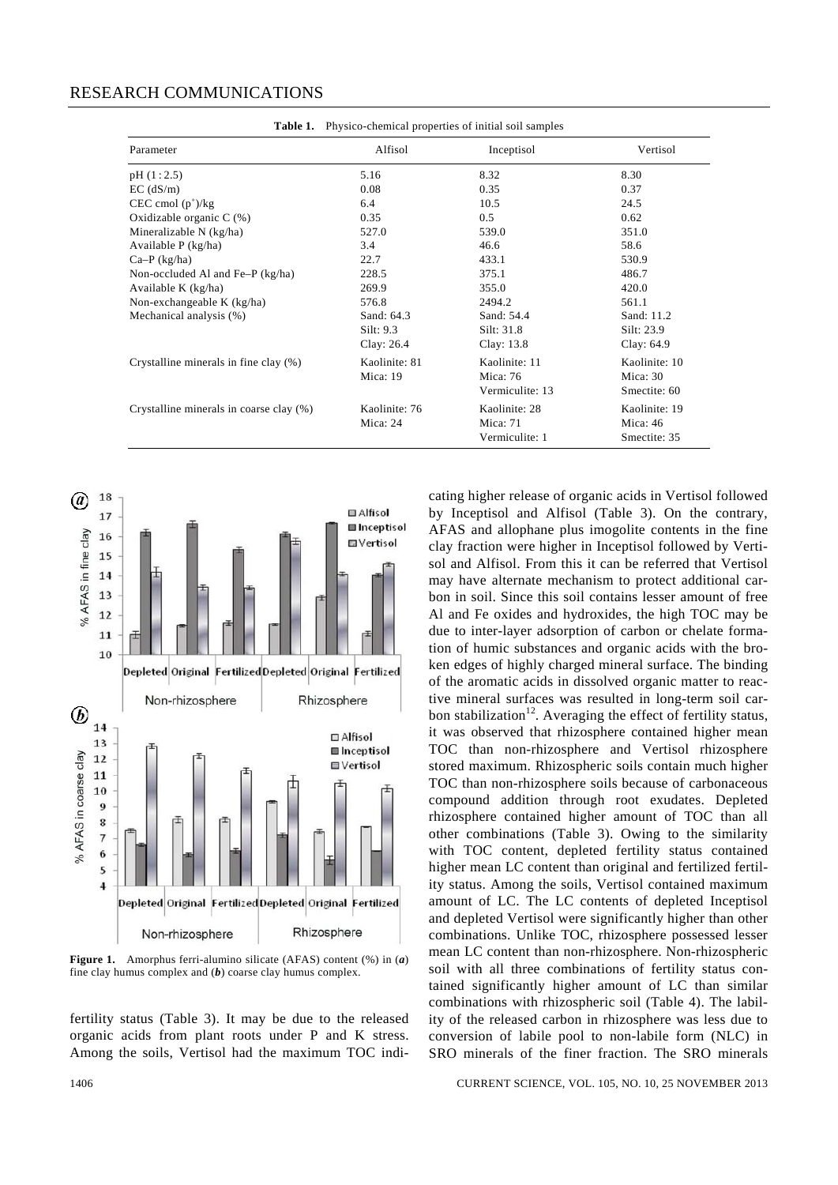**Table 1.** Physico-chemical properties of initial soil samples

| Parameter | Alfisol | Inceptisol | Vertisol |
|---|---|---|---|
| pH (1 : 2.5) | 5.16 | 8.32 | 8.30 |
| EC (dS/m) | 0.08 | 0.35 | 0.37 |
| CEC cmol ($p^+$)/kg | 6.4 | 10.5 | 24.5 |
| Oxidizable organic C (%) | 0.35 | 0.5 | 0.62 |
| Mineralizable N (kg/ha) | 527.0 | 539.0 | 351.0 |
| Available P (kg/ha) | 3.4 | 46.6 | 58.6 |
| Ca–P (kg/ha) | 22.7 | 433.1 | 530.9 |
| Non-occluded Al and Fe–P (kg/ha) | 228.5 | 375.1 | 486.7 |
| Available K (kg/ha) | 269.9 | 355.0 | 420.0 |
| Non-exchangeable K (kg/ha) | 576.8 | 2494.2 | 561.1 |
| Mechanical analysis (%) | Sand: 64.3<br>Silt: 9.3<br>Clay: 26.4 | Sand: 54.4<br>Silt: 31.8<br>Clay: 13.8 | Sand: 11.2<br>Silt: 23.9<br>Clay: 64.9 |
| Crystalline minerals in fine clay (%) | Kaolinite: 81<br>Mica: 19 | Kaolinite: 11<br>Mica: 76<br>Vermiculite: 13 | Kaolinite: 10<br>Mica: 30<br>Smectite: 60 |
| Crystalline minerals in coarse clay (%) | Kaolinite: 76<br>Mica: 24 | Kaolinite: 28<br>Mica: 71<br>Vermiculite: 1 | Kaolinite: 19<br>Mica: 46<br>Smectite: 35 |

**Figure 1.** Amorphus ferri-alumino silicate (AFAS) content (%) in (***a***) fine clay humus complex and (***b***) coarse clay humus complex.

fertility status (Table 3). It may be due to the released organic acids from plant roots under P and K stress. Among the soils, Vertisol had the maximum TOC indicating higher release of organic acids in Vertisol followed by Inceptisol and Alfisol (Table 3). On the contrary, AFAS and allophane plus imogolite contents in the fine clay fraction were higher in Inceptisol followed by Vertisol and Alfisol. From this it can be referred that Vertisol may have alternate mechanism to protect additional carbon in soil. Since this soil contains lesser amount of free Al and Fe oxides and hydroxides, the high TOC may be due to inter-layer adsorption of carbon or chelate formation of humic substances and organic acids with the broken edges of highly charged mineral surface. The binding of the aromatic acids in dissolved organic matter to reactive mineral surfaces was resulted in long-term soil carbon stabilization[12]. Averaging the effect of fertility status, it was observed that rhizosphere contained higher mean TOC than non-rhizosphere and Vertisol rhizosphere stored maximum. Rhizospheric soils contain much higher TOC than non-rhizosphere soils because of carbonaceous compound addition through root exudates. Depleted rhizosphere contained higher amount of TOC than all other combinations (Table 3). Owing to the similarity with TOC content, depleted fertility status contained higher mean LC content than original and fertilized fertility status. Among the soils, Vertisol contained maximum amount of LC. The LC contents of depleted Inceptisol and depleted Vertisol were significantly higher than other combinations. Unlike TOC, rhizosphere possessed lesser mean LC content than non-rhizosphere. Non-rhizospheric soil with all three combinations of fertility status contained significantly higher amount of LC than similar combinations with rhizospheric soil (Table 4). The lability of the released carbon in rhizosphere was less due to conversion of labile pool to non-labile form (NLC) in SRO minerals of the finer fraction. The SRO minerals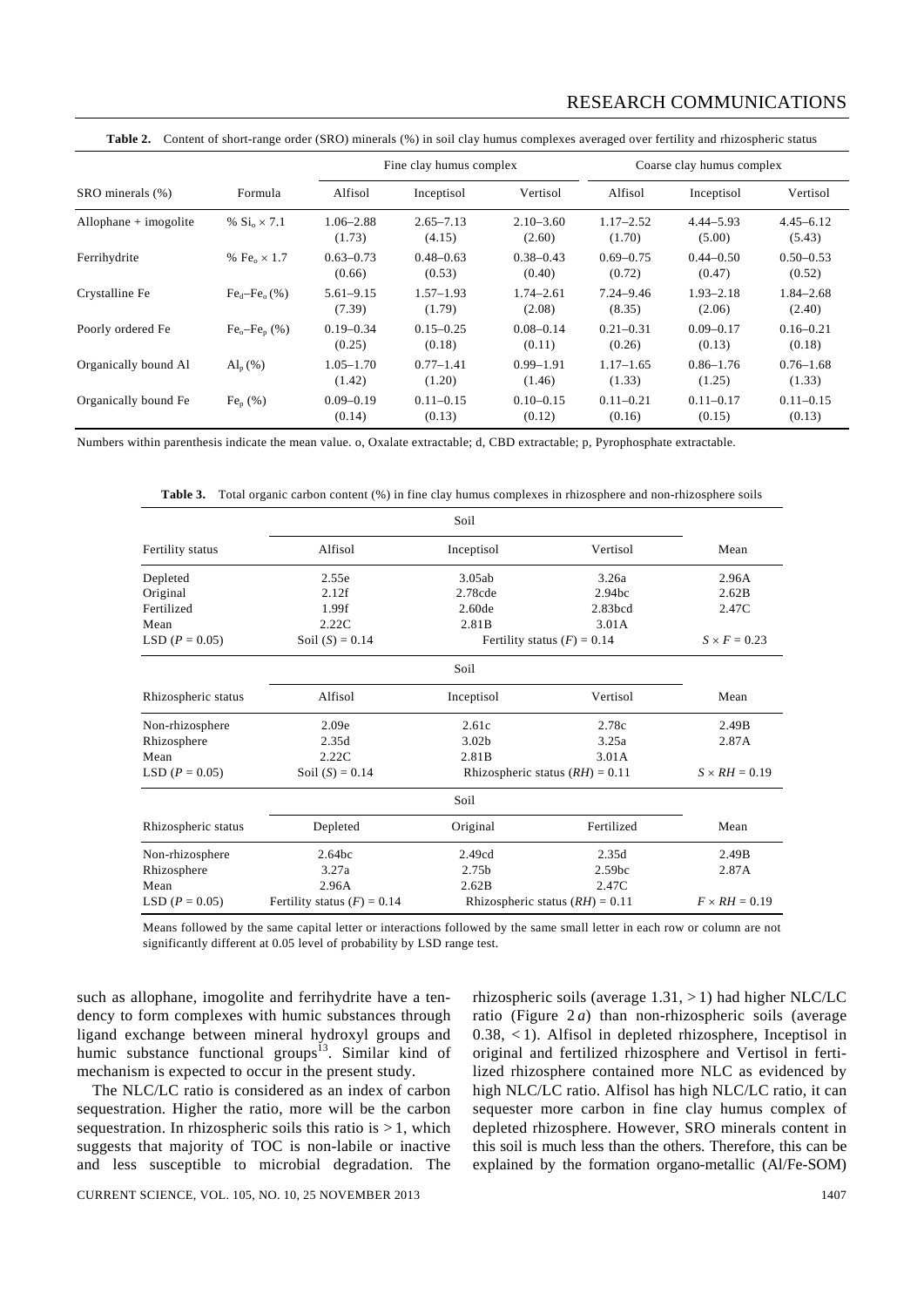**Table 2.** Content of short-range order (SRO) minerals (%) in soil clay humus complexes averaged over fertility and rhizospheric status

| SRO minerals (%) | Formula | Fine clay humus complex | | | Coarse clay humus complex | | |
|---|---|---|---|---|---|---|---|
| | | Alfisol | Inceptisol | Vertisol | Alfisol | Inceptisol | Vertisol |
| Allophane + imogolite | % $Si_o \times 7.1$ | 1.06–2.88 (1.73) | 2.65–7.13 (4.15) | 2.10–3.60 (2.60) | 1.17–2.52 (1.70) | 4.44–5.93 (5.00) | 4.45–6.12 (5.43) |
| Ferrihydrite | % $Fe_o \times 1.7$ | 0.63–0.73 (0.66) | 0.48–0.63 (0.53) | 0.38–0.43 (0.40) | 0.69–0.75 (0.72) | 0.44–0.50 (0.47) | 0.50–0.53 (0.52) |
| Crystalline Fe | $Fe_d$–$Fe_o$ (%) | 5.61–9.15 (7.39) | 1.57–1.93 (1.79) | 1.74–2.61 (2.08) | 7.24–9.46 (8.35) | 1.93–2.18 (2.06) | 1.84–2.68 (2.40) |
| Poorly ordered Fe | $Fe_o$–$Fe_p$ (%) | 0.19–0.34 (0.25) | 0.15–0.25 (0.18) | 0.08–0.14 (0.11) | 0.21–0.31 (0.26) | 0.09–0.17 (0.13) | 0.16–0.21 (0.18) |
| Organically bound Al | $Al_p$ (%) | 1.05–1.70 (1.42) | 0.77–1.41 (1.20) | 0.99–1.91 (1.46) | 1.17–1.65 (1.33) | 0.86–1.76 (1.25) | 0.76–1.68 (1.33) |
| Organically bound Fe | $Fe_p$ (%) | 0.09–0.19 (0.14) | 0.11–0.15 (0.13) | 0.10–0.15 (0.12) | 0.11–0.21 (0.16) | 0.11–0.17 (0.15) | 0.11–0.15 (0.13) |

Numbers within parenthesis indicate the mean value. o, Oxalate extractable; d, CBD extractable; p, Pyrophosphate extractable.

**Table 3.** Total organic carbon content (%) in fine clay humus complexes in rhizosphere and non-rhizosphere soils

| Fertility status | Soil: Alfisol | Inceptisol | Vertisol | Mean |
|---|---|---|---|---|
| Depleted | 2.55e | 3.05ab | 3.26a | 2.96A |
| Original | 2.12f | 2.78cde | 2.94bc | 2.62B |
| Fertilized | 1.99f | 2.60de | 2.83bcd | 2.47C |
| Mean | 2.22C | 2.81B | 3.01A | |
| LSD ($P$ = 0.05) | Soil ($S$) = 0.14 | Fertility status ($F$) = 0.14 | | $S \times F$ = 0.23 |
| **Rhizospheric status** | **Soil: Alfisol** | **Inceptisol** | **Vertisol** | **Mean** |
| Non-rhizosphere | 2.09e | 2.61c | 2.78c | 2.49B |
| Rhizosphere | 2.35d | 3.02b | 3.25a | 2.87A |
| Mean | 2.22C | 2.81B | 3.01A | |
| LSD ($P$ = 0.05) | Soil ($S$) = 0.14 | Rhizospheric status ($RH$) = 0.11 | | $S \times RH$ = 0.19 |
| **Rhizospheric status** | **Soil: Depleted** | **Original** | **Fertilized** | **Mean** |
| Non-rhizosphere | 2.64bc | 2.49cd | 2.35d | 2.49B |
| Rhizosphere | 3.27a | 2.75b | 2.59bc | 2.87A |
| Mean | 2.96A | 2.62B | 2.47C | |
| LSD ($P$ = 0.05) | Fertility status ($F$) = 0.14 | Rhizospheric status ($RH$) = 0.11 | | $F \times RH$ = 0.19 |

Means followed by the same capital letter or interactions followed by the same small letter in each row or column are not significantly different at 0.05 level of probability by LSD range test.

such as allophane, imogolite and ferrihydrite have a tendency to form complexes with humic substances through ligand exchange between mineral hydroxyl groups and humic substance functional groups[13]. Similar kind of mechanism is expected to occur in the present study.

The NLC/LC ratio is considered as an index of carbon sequestration. Higher the ratio, more will be the carbon sequestration. In rhizospheric soils this ratio is > 1, which suggests that majority of TOC is non-labile or inactive and less susceptible to microbial degradation. The rhizospheric soils (average 1.31, > 1) had higher NLC/LC ratio (Figure 2 *a*) than non-rhizospheric soils (average 0.38, < 1). Alfisol in depleted rhizosphere, Inceptisol in original and fertilized rhizosphere and Vertisol in fertilized rhizosphere contained more NLC as evidenced by high NLC/LC ratio. Alfisol has high NLC/LC ratio, it can sequester more carbon in fine clay humus complex of depleted rhizosphere. However, SRO minerals content in this soil is much less than the others. Therefore, this can be explained by the formation organo-metallic (Al/Fe-SOM)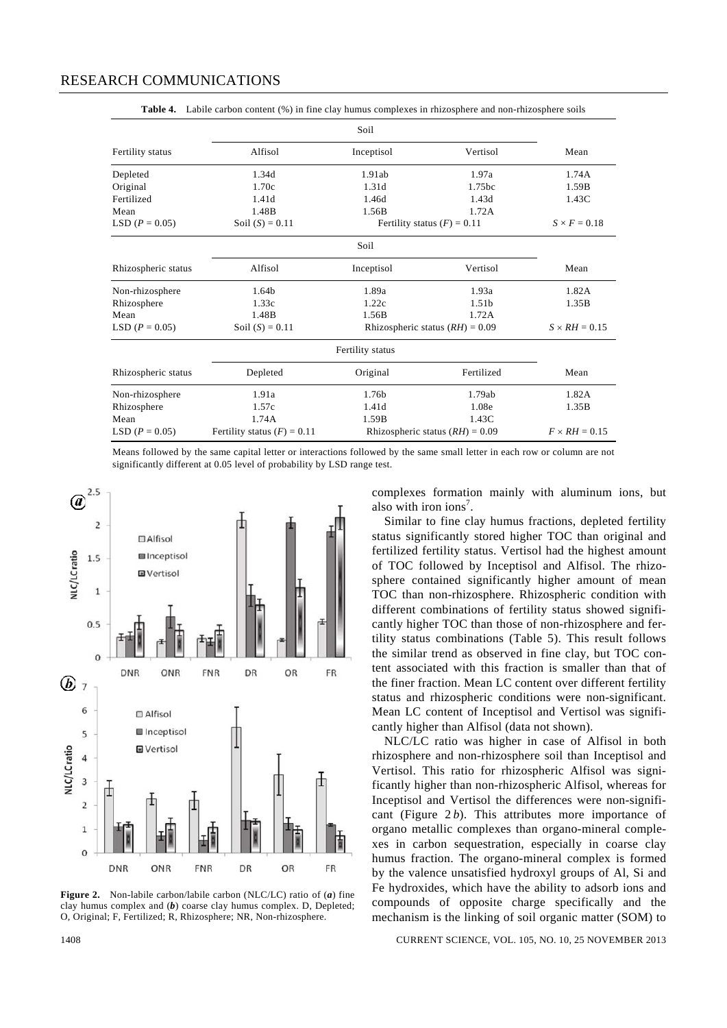**Table 4.** Labile carbon content (%) in fine clay humus complexes in rhizosphere and non-rhizosphere soils

| | Soil | | | |
|---|---|---|---|---|
| Fertility status | Alfisol | Inceptisol | Vertisol | Mean |
| Depleted | 1.34d | 1.91ab | 1.97a | 1.74A |
| Original | 1.70c | 1.31d | 1.75bc | 1.59B |
| Fertilized | 1.41d | 1.46d | 1.43d | 1.43C |
| Mean | 1.48B | 1.56B | 1.72A | |
| LSD ($P = 0.05$) | Soil ($S$) = 0.11 | Fertility status ($F$) = 0.11 | | $S \times F = 0.18$ |
| | Soil | | | |
| Rhizospheric status | Alfisol | Inceptisol | Vertisol | Mean |
| Non-rhizosphere | 1.64b | 1.89a | 1.93a | 1.82A |
| Rhizosphere | 1.33c | 1.22c | 1.51b | 1.35B |
| Mean | 1.48B | 1.56B | 1.72A | |
| LSD ($P = 0.05$) | Soil ($S$) = 0.11 | Rhizospheric status ($RH$) = 0.09 | | $S \times RH = 0.15$ |
| | Fertility status | | | |
| Rhizospheric status | Depleted | Original | Fertilized | Mean |
| Non-rhizosphere | 1.91a | 1.76b | 1.79ab | 1.82A |
| Rhizosphere | 1.57c | 1.41d | 1.08e | 1.35B |
| Mean | 1.74A | 1.59B | 1.43C | |
| LSD ($P = 0.05$) | Fertility status ($F$) = 0.11 | Rhizospheric status ($RH$) = 0.09 | | $F \times RH = 0.15$ |

Means followed by the same capital letter or interactions followed by the same small letter in each row or column are not significantly different at 0.05 level of probability by LSD range test.

**Figure 2.** Non-labile carbon/labile carbon (NLC/LC) ratio of (*a*) fine clay humus complex and (*b*) coarse clay humus complex. D, Depleted; O, Original; F, Fertilized; R, Rhizosphere; NR, Non-rhizosphere.

complexes formation mainly with aluminum ions, but also with iron ions[7].

Similar to fine clay humus fractions, depleted fertility status significantly stored higher TOC than original and fertilized fertility status. Vertisol had the highest amount of TOC followed by Inceptisol and Alfisol. The rhizosphere contained significantly higher amount of mean TOC than non-rhizosphere. Rhizospheric condition with different combinations of fertility status showed significantly higher TOC than those of non-rhizosphere and fertility status combinations (Table 5). This result follows the similar trend as observed in fine clay, but TOC content associated with this fraction is smaller than that of the finer fraction. Mean LC content over different fertility status and rhizospheric conditions were non-significant. Mean LC content of Inceptisol and Vertisol was significantly higher than Alfisol (data not shown).

NLC/LC ratio was higher in case of Alfisol in both rhizosphere and non-rhizosphere soil than Inceptisol and Vertisol. This ratio for rhizospheric Alfisol was significantly higher than non-rhizospheric Alfisol, whereas for Inceptisol and Vertisol the differences were non-significant (Figure 2 *b*). This attributes more importance of organo metallic complexes than organo-mineral complexes in carbon sequestration, especially in coarse clay humus fraction. The organo-mineral complex is formed by the valence unsatisfied hydroxyl groups of Al, Si and Fe hydroxides, which have the ability to adsorb ions and compounds of opposite charge specifically and the mechanism is the linking of soil organic matter (SOM) to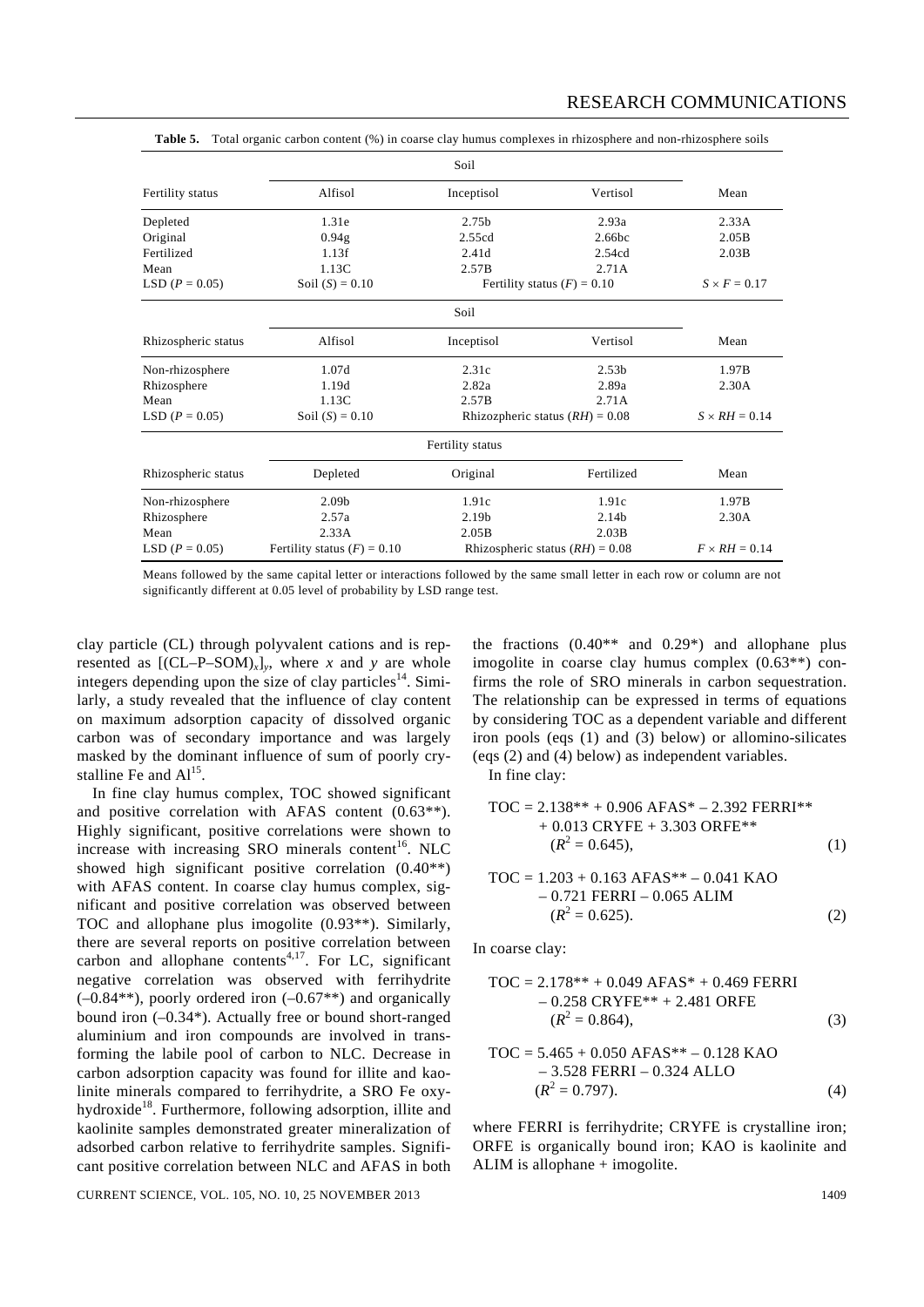**Table 5.** Total organic carbon content (%) in coarse clay humus complexes in rhizosphere and non-rhizosphere soils

| Fertility status | Soil | | | Mean |
|---|---|---|---|---|
| | Alfisol | Inceptisol | Vertisol | |
| Depleted | 1.31e | 2.75b | 2.93a | 2.33A |
| Original | 0.94g | 2.55cd | 2.66bc | 2.05B |
| Fertilized | 1.13f | 2.41d | 2.54cd | 2.03B |
| Mean | 1.13C | 2.57B | 2.71A | |
| LSD ($P = 0.05$) | Soil ($S$) = 0.10 | Fertility status ($F$) = 0.10 | | $S \times F = 0.17$ |

| Rhizospheric status | Soil | | | Mean |
|---|---|---|---|---|
| | Alfisol | Inceptisol | Vertisol | |
| Non-rhizosphere | 1.07d | 2.31c | 2.53b | 1.97B |
| Rhizosphere | 1.19d | 2.82a | 2.89a | 2.30A |
| Mean | 1.13C | 2.57B | 2.71A | |
| LSD ($P = 0.05$) | Soil ($S$) = 0.10 | Rhizozpheric status ($RH$) = 0.08 | | $S \times RH = 0.14$ |

| Rhizospheric status | Fertility status | | | Mean |
|---|---|---|---|---|
| | Depleted | Original | Fertilized | |
| Non-rhizosphere | 2.09b | 1.91c | 1.91c | 1.97B |
| Rhizosphere | 2.57a | 2.19b | 2.14b | 2.30A |
| Mean | 2.33A | 2.05B | 2.03B | |
| LSD ($P = 0.05$) | Fertility status ($F$) = 0.10 | Rhizospheric status ($RH$) = 0.08 | | $F \times RH = 0.14$ |

Means followed by the same capital letter or interactions followed by the same small letter in each row or column are not significantly different at 0.05 level of probability by LSD range test.

clay particle (CL) through polyvalent cations and is represented as $[(CL–P–SOM)_x]_y$, where $x$ and $y$ are whole integers depending upon the size of clay particles[14]. Similarly, a study revealed that the influence of clay content on maximum adsorption capacity of dissolved organic carbon was of secondary importance and was largely masked by the dominant influence of sum of poorly crystalline Fe and Al[15].

In fine clay humus complex, TOC showed significant and positive correlation with AFAS content (0.63**). Highly significant, positive correlations were shown to increase with increasing SRO minerals content[16]. NLC showed high significant positive correlation (0.40**) with AFAS content. In coarse clay humus complex, significant and positive correlation was observed between TOC and allophane plus imogolite (0.93**). Similarly, there are several reports on positive correlation between carbon and allophane contents[4,17]. For LC, significant negative correlation was observed with ferrihydrite (–0.84**), poorly ordered iron (–0.67**) and organically bound iron (–0.34*). Actually free or bound short-ranged aluminium and iron compounds are involved in transforming the labile pool of carbon to NLC. Decrease in carbon adsorption capacity was found for illite and kaolinite minerals compared to ferrihydrite, a SRO Fe oxyhydroxide[18]. Furthermore, following adsorption, illite and kaolinite samples demonstrated greater mineralization of adsorbed carbon relative to ferrihydrite samples. Significant positive correlation between NLC and AFAS in both the fractions (0.40** and 0.29*) and allophane plus imogolite in coarse clay humus complex (0.63**) confirms the role of SRO minerals in carbon sequestration. The relationship can be expressed in terms of equations by considering TOC as a dependent variable and different iron pools (eqs (1) and (3) below) or allomino-silicates (eqs (2) and (4) below) as independent variables.

In fine clay:

$$\text{TOC} = 2.138^{**} + 0.906\ \text{AFAS}^{*} - 2.392\ \text{FERRI}^{**} + 0.013\ \text{CRYFE} + 3.303\ \text{ORFE}^{**} \quad (R^2 = 0.645), \tag{1}$$

$$\text{TOC} = 1.203 + 0.163\ \text{AFAS}^{**} - 0.041\ \text{KAO} - 0.721\ \text{FERRI} - 0.065\ \text{ALIM} \quad (R^2 = 0.625). \tag{2}$$

In coarse clay:

$$\text{TOC} = 2.178^{**} + 0.049\ \text{AFAS}^{*} + 0.469\ \text{FERRI} - 0.258\ \text{CRYFE}^{**} + 2.481\ \text{ORFE} \quad (R^2 = 0.864), \tag{3}$$

$$\text{TOC} = 5.465 + 0.050\ \text{AFAS}^{**} - 0.128\ \text{KAO} - 3.528\ \text{FERRI} - 0.324\ \text{ALLO} \quad (R^2 = 0.797). \tag{4}$$

where FERRI is ferrihydrite; CRYFE is crystalline iron; ORFE is organically bound iron; KAO is kaolinite and ALIM is allophane + imogolite.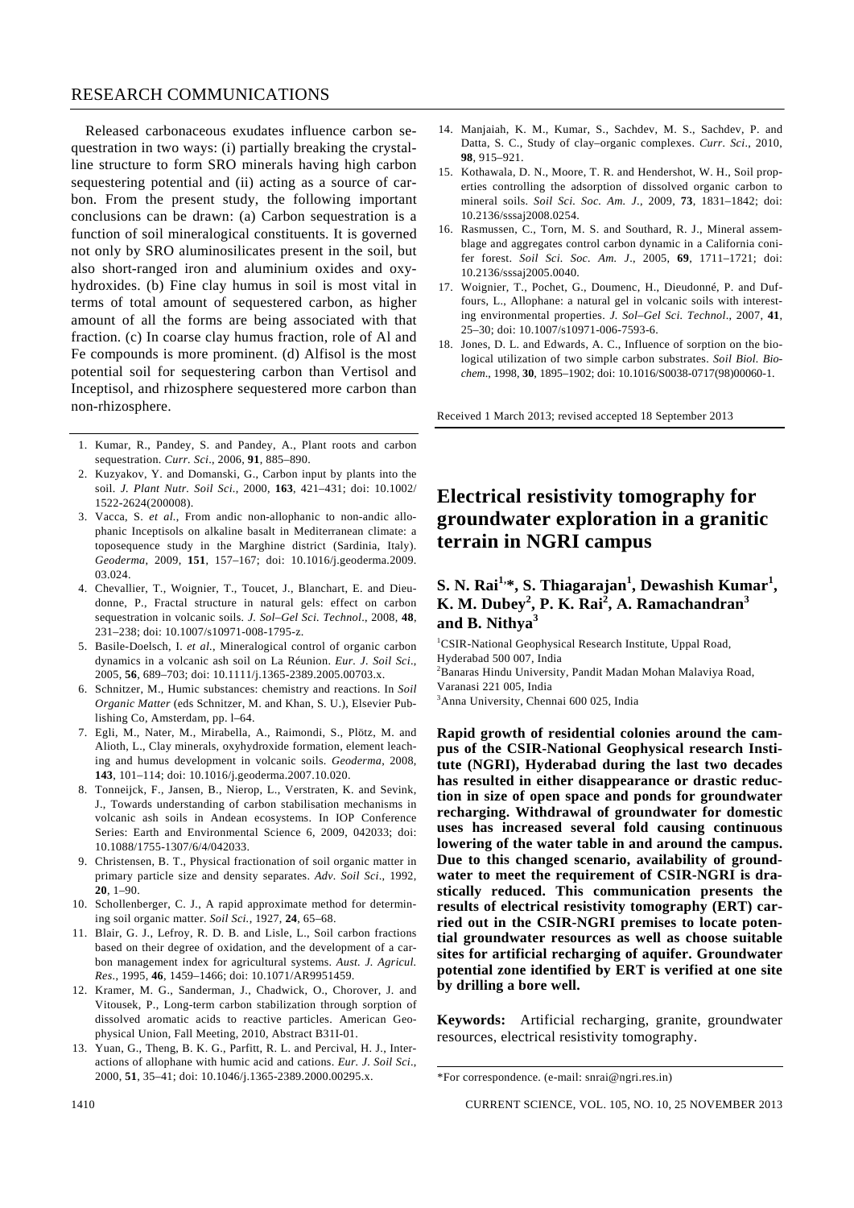Released carbonaceous exudates influence carbon sequestration in two ways: (i) partially breaking the crystalline structure to form SRO minerals having high carbon sequestering potential and (ii) acting as a source of carbon. From the present study, the following important conclusions can be drawn: (a) Carbon sequestration is a function of soil mineralogical constituents. It is governed not only by SRO aluminosilicates present in the soil, but also short-ranged iron and aluminium oxides and oxyhydroxides. (b) Fine clay humus in soil is most vital in terms of total amount of sequestered carbon, as higher amount of all the forms are being associated with that fraction. (c) In coarse clay humus fraction, role of Al and Fe compounds is more prominent. (d) Alfisol is the most potential soil for sequestering carbon than Vertisol and Inceptisol, and rhizosphere sequestered more carbon than non-rhizosphere.

1. Kumar, R., Pandey, S. and Pandey, A., Plant roots and carbon sequestration. *Curr. Sci*., 2006, **91**, 885–890.
2. Kuzyakov, Y. and Domanski, G., Carbon input by plants into the soil. *J. Plant Nutr. Soil Sci*., 2000, **163**, 421–431; doi: 10.1002/1522-2624(200008).
3. Vacca, S. *et al.*, From andic non-allophanic to non-andic allophanic Inceptisols on alkaline basalt in Mediterranean climate: a toposequence study in the Marghine district (Sardinia, Italy). *Geoderma*, 2009, **151**, 157–167; doi: 10.1016/j.geoderma.2009.03.024.
4. Chevallier, T., Woignier, T., Toucet, J., Blanchart, E. and Dieudonne, P., Fractal structure in natural gels: effect on carbon sequestration in volcanic soils. *J. Sol–Gel Sci. Technol*., 2008, **48**, 231–238; doi: 10.1007/s10971-008-1795-z.
5. Basile-Doelsch, I. *et al.*, Mineralogical control of organic carbon dynamics in a volcanic ash soil on La Réunion. *Eur. J. Soil Sci*., 2005, **56**, 689–703; doi: 10.1111/j.1365-2389.2005.00703.x.
6. Schnitzer, M., Humic substances: chemistry and reactions. In *Soil Organic Matter* (eds Schnitzer, M. and Khan, S. U.), Elsevier Publishing Co, Amsterdam, pp. l–64.
7. Egli, M., Nater, M., Mirabella, A., Raimondi, S., Plötz, M. and Alioth, L., Clay minerals, oxyhydroxide formation, element leaching and humus development in volcanic soils. *Geoderma*, 2008, **143**, 101–114; doi: 10.1016/j.geoderma.2007.10.020.
8. Tonneijck, F., Jansen, B., Nierop, L., Verstraten, K. and Sevink, J., Towards understanding of carbon stabilisation mechanisms in volcanic ash soils in Andean ecosystems. In IOP Conference Series: Earth and Environmental Science 6, 2009, 042033; doi: 10.1088/1755-1307/6/4/042033.
9. Christensen, B. T., Physical fractionation of soil organic matter in primary particle size and density separates. *Adv. Soil Sci*., 1992, **20**, 1–90.
10. Schollenberger, C. J., A rapid approximate method for determining soil organic matter. *Soil Sci.*, 1927, **24**, 65–68.
11. Blair, G. J., Lefroy, R. D. B. and Lisle, L., Soil carbon fractions based on their degree of oxidation, and the development of a carbon management index for agricultural systems. *Aust. J. Agricul. Res*., 1995, **46**, 1459–1466; doi: 10.1071/AR9951459.
12. Kramer, M. G., Sanderman, J., Chadwick, O., Chorover, J. and Vitousek, P., Long-term carbon stabilization through sorption of dissolved aromatic acids to reactive particles. American Geophysical Union, Fall Meeting, 2010, Abstract B31I-01.
13. Yuan, G., Theng, B. K. G., Parfitt, R. L. and Percival, H. J., Interactions of allophane with humic acid and cations. *Eur. J. Soil Sci*., 2000, **51**, 35–41; doi: 10.1046/j.1365-2389.2000.00295.x.
14. Manjaiah, K. M., Kumar, S., Sachdev, M. S., Sachdev, P. and Datta, S. C., Study of clay–organic complexes. *Curr. Sci*., 2010, **98**, 915–921.
15. Kothawala, D. N., Moore, T. R. and Hendershot, W. H., Soil properties controlling the adsorption of dissolved organic carbon to mineral soils. *Soil Sci. Soc. Am. J*., 2009, **73**, 1831–1842; doi: 10.2136/sssaj2008.0254.
16. Rasmussen, C., Torn, M. S. and Southard, R. J., Mineral assemblage and aggregates control carbon dynamic in a California conifer forest. *Soil Sci. Soc. Am. J*., 2005, **69**, 1711–1721; doi: 10.2136/sssaj2005.0040.
17. Woignier, T., Pochet, G., Doumenc, H., Dieudonné, P. and Duffours, L., Allophane: a natural gel in volcanic soils with interesting environmental properties. *J. Sol–Gel Sci. Technol*., 2007, **41**, 25–30; doi: 10.1007/s10971-006-7593-6.
18. Jones, D. L. and Edwards, A. C., Influence of sorption on the biological utilization of two simple carbon substrates. *Soil Biol. Biochem*., 1998, **30**, 1895–1902; doi: 10.1016/S0038-0717(98)00060-1.

Received 1 March 2013; revised accepted 18 September 2013

# Electrical resistivity tomography for groundwater exploration in a granitic terrain in NGRI campus

**S. N. Rai[1,*], S. Thiagarajan[1], Dewashish Kumar[1], K. M. Dubey[2], P. K. Rai[2], A. Ramachandran[3] and B. Nithya[3]**

[1]CSIR-National Geophysical Research Institute, Uppal Road, Hyderabad 500 007, India
[2]Banaras Hindu University, Pandit Madan Mohan Malaviya Road, Varanasi 221 005, India
[3]Anna University, Chennai 600 025, India

**Rapid growth of residential colonies around the campus of the CSIR-National Geophysical research Institute (NGRI), Hyderabad during the last two decades has resulted in either disappearance or drastic reduction in size of open space and ponds for groundwater recharging. Withdrawal of groundwater for domestic uses has increased several fold causing continuous lowering of the water table in and around the campus. Due to this changed scenario, availability of groundwater to meet the requirement of CSIR-NGRI is drastically reduced. This communication presents the results of electrical resistivity tomography (ERT) carried out in the CSIR-NGRI premises to locate potential groundwater resources as well as choose suitable sites for artificial recharging of aquifer. Groundwater potential zone identified by ERT is verified at one site by drilling a bore well.**

**Keywords:** Artificial recharging, granite, groundwater resources, electrical resistivity tomography.

*For correspondence. (e-mail: snrai@ngri.res.in)